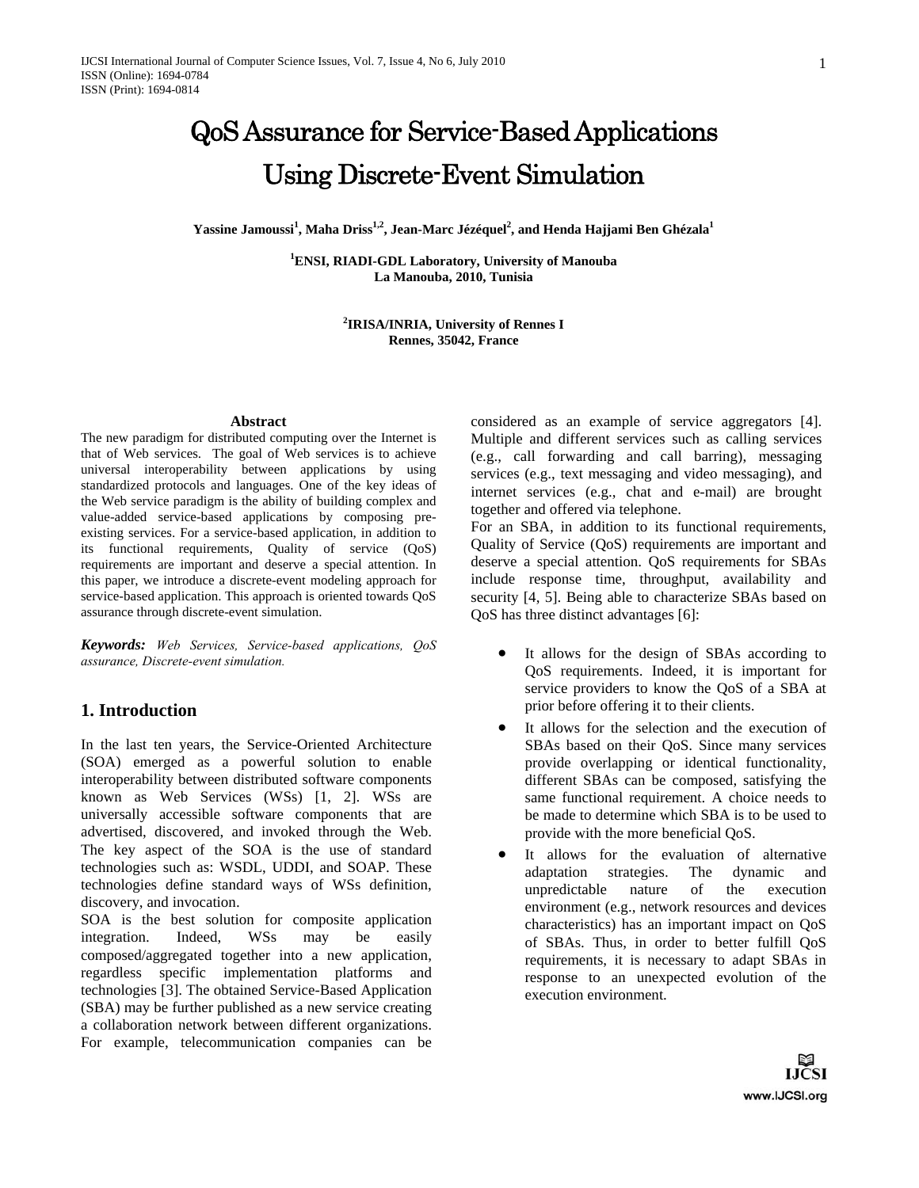# QoS Assurance for Service-Based Applications Using Discrete-Event Simulation

**Yassine Jamoussi[1], Maha Driss[1,2], Jean-Marc Jézéquel[2], and Henda Hajjami Ben Ghézala[1]**

**[1]ENSI, RIADI-GDL Laboratory, University of Manouba**
**La Manouba, 2010, Tunisia**

**[2]IRISA/INRIA, University of Rennes I**
**Rennes, 35042, France**

### Abstract

The new paradigm for distributed computing over the Internet is that of Web services. The goal of Web services is to achieve universal interoperability between applications by using standardized protocols and languages. One of the key ideas of the Web service paradigm is the ability of building complex and value-added service-based applications by composing pre-existing services. For a service-based application, in addition to its functional requirements, Quality of service (QoS) requirements are important and deserve a special attention. In this paper, we introduce a discrete-event modeling approach for service-based application. This approach is oriented towards QoS assurance through discrete-event simulation.

***Keywords:*** *Web Services, Service-based applications, QoS assurance, Discrete-event simulation.*

## 1. Introduction

In the last ten years, the Service-Oriented Architecture (SOA) emerged as a powerful solution to enable interoperability between distributed software components known as Web Services (WSs) [1, 2]. WSs are universally accessible software components that are advertised, discovered, and invoked through the Web. The key aspect of the SOA is the use of standard technologies such as: WSDL, UDDI, and SOAP. These technologies define standard ways of WSs definition, discovery, and invocation.

SOA is the best solution for composite application integration. Indeed, WSs may be easily composed/aggregated together into a new application, regardless specific implementation platforms and technologies [3]. The obtained Service-Based Application (SBA) may be further published as a new service creating a collaboration network between different organizations. For example, telecommunication companies can be considered as an example of service aggregators [4]. Multiple and different services such as calling services (e.g., call forwarding and call barring), messaging services (e.g., text messaging and video messaging), and internet services (e.g., chat and e-mail) are brought together and offered via telephone.

For an SBA, in addition to its functional requirements, Quality of Service (QoS) requirements are important and deserve a special attention. QoS requirements for SBAs include response time, throughput, availability and security [4, 5]. Being able to characterize SBAs based on QoS has three distinct advantages [6]:

- It allows for the design of SBAs according to QoS requirements. Indeed, it is important for service providers to know the QoS of a SBA at prior before offering it to their clients.
- It allows for the selection and the execution of SBAs based on their QoS. Since many services provide overlapping or identical functionality, different SBAs can be composed, satisfying the same functional requirement. A choice needs to be made to determine which SBA is to be used to provide with the more beneficial QoS.
- It allows for the evaluation of alternative adaptation strategies. The dynamic and unpredictable nature of the execution environment (e.g., network resources and devices characteristics) has an important impact on QoS of SBAs. Thus, in order to better fulfill QoS requirements, it is necessary to adapt SBAs in response to an unexpected evolution of the execution environment.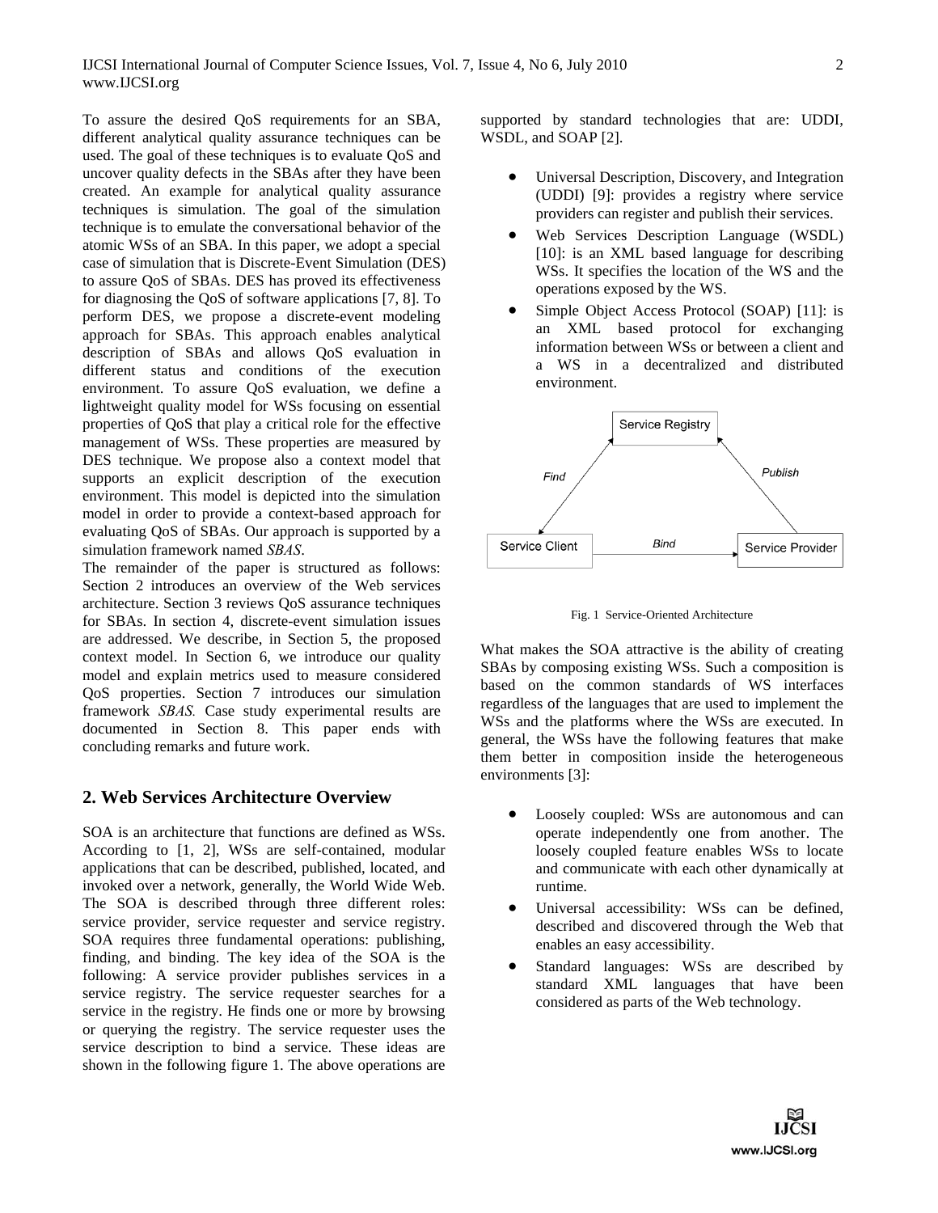To assure the desired QoS requirements for an SBA, different analytical quality assurance techniques can be used. The goal of these techniques is to evaluate QoS and uncover quality defects in the SBAs after they have been created. An example for analytical quality assurance techniques is simulation. The goal of the simulation technique is to emulate the conversational behavior of the atomic WSs of an SBA. In this paper, we adopt a special case of simulation that is Discrete-Event Simulation (DES) to assure QoS of SBAs. DES has proved its effectiveness for diagnosing the QoS of software applications [7, 8]. To perform DES, we propose a discrete-event modeling approach for SBAs. This approach enables analytical description of SBAs and allows QoS evaluation in different status and conditions of the execution environment. To assure QoS evaluation, we define a lightweight quality model for WSs focusing on essential properties of QoS that play a critical role for the effective management of WSs. These properties are measured by DES technique. We propose also a context model that supports an explicit description of the execution environment. This model is depicted into the simulation model in order to provide a context-based approach for evaluating QoS of SBAs. Our approach is supported by a simulation framework named *SBAS*.

The remainder of the paper is structured as follows: Section 2 introduces an overview of the Web services architecture. Section 3 reviews QoS assurance techniques for SBAs. In section 4, discrete-event simulation issues are addressed. We describe, in Section 5, the proposed context model. In Section 6, we introduce our quality model and explain metrics used to measure considered QoS properties. Section 7 introduces our simulation framework *SBAS.* Case study experimental results are documented in Section 8. This paper ends with concluding remarks and future work.

## 2. Web Services Architecture Overview

SOA is an architecture that functions are defined as WSs. According to [1, 2], WSs are self-contained, modular applications that can be described, published, located, and invoked over a network, generally, the World Wide Web. The SOA is described through three different roles: service provider, service requester and service registry. SOA requires three fundamental operations: publishing, finding, and binding. The key idea of the SOA is the following: A service provider publishes services in a service registry. The service requester searches for a service in the registry. He finds one or more by browsing or querying the registry. The service requester uses the service description to bind a service. These ideas are shown in the following figure 1. The above operations are supported by standard technologies that are: UDDI, WSDL, and SOAP [2].

- Universal Description, Discovery, and Integration (UDDI) [9]: provides a registry where service providers can register and publish their services.
- Web Services Description Language (WSDL) [10]: is an XML based language for describing WSs. It specifies the location of the WS and the operations exposed by the WS.
- Simple Object Access Protocol (SOAP) [11]: is an XML based protocol for exchanging information between WSs or between a client and a WS in a decentralized and distributed environment.

Fig. 1 Service-Oriented Architecture

What makes the SOA attractive is the ability of creating SBAs by composing existing WSs. Such a composition is based on the common standards of WS interfaces regardless of the languages that are used to implement the WSs and the platforms where the WSs are executed. In general, the WSs have the following features that make them better in composition inside the heterogeneous environments [3]:

- Loosely coupled: WSs are autonomous and can operate independently one from another. The loosely coupled feature enables WSs to locate and communicate with each other dynamically at runtime.
- Universal accessibility: WSs can be defined, described and discovered through the Web that enables an easy accessibility.
- Standard languages: WSs are described by standard XML languages that have been considered as parts of the Web technology.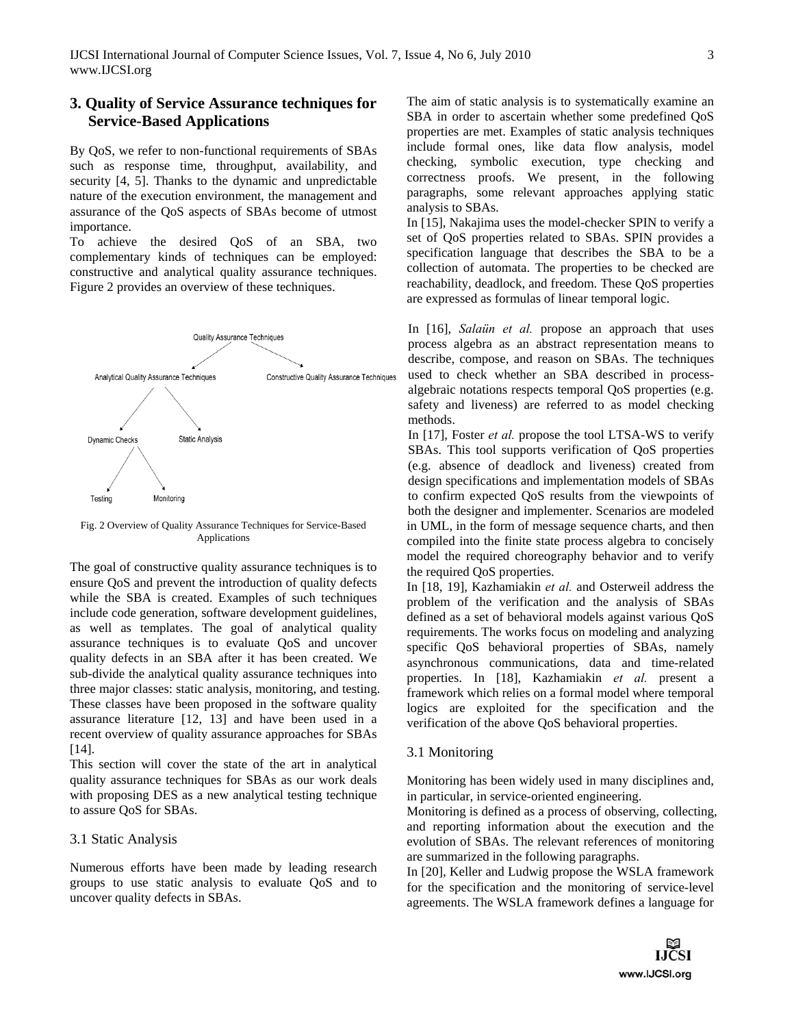## 3. Quality of Service Assurance techniques for Service-Based Applications

By QoS, we refer to non-functional requirements of SBAs such as response time, throughput, availability, and security [4, 5]. Thanks to the dynamic and unpredictable nature of the execution environment, the management and assurance of the QoS aspects of SBAs become of utmost importance.

To achieve the desired QoS of an SBA, two complementary kinds of techniques can be employed: constructive and analytical quality assurance techniques. Figure 2 provides an overview of these techniques.

Fig. 2 Overview of Quality Assurance Techniques for Service-Based Applications

The goal of constructive quality assurance techniques is to ensure QoS and prevent the introduction of quality defects while the SBA is created. Examples of such techniques include code generation, software development guidelines, as well as templates. The goal of analytical quality assurance techniques is to evaluate QoS and uncover quality defects in an SBA after it has been created. We sub-divide the analytical quality assurance techniques into three major classes: static analysis, monitoring, and testing. These classes have been proposed in the software quality assurance literature [12, 13] and have been used in a recent overview of quality assurance approaches for SBAs [14].

This section will cover the state of the art in analytical quality assurance techniques for SBAs as our work deals with proposing DES as a new analytical testing technique to assure QoS for SBAs.

### 3.1 Static Analysis

Numerous efforts have been made by leading research groups to use static analysis to evaluate QoS and to uncover quality defects in SBAs.

The aim of static analysis is to systematically examine an SBA in order to ascertain whether some predefined QoS properties are met. Examples of static analysis techniques include formal ones, like data flow analysis, model checking, symbolic execution, type checking and correctness proofs. We present, in the following paragraphs, some relevant approaches applying static analysis to SBAs.

In [15], Nakajima uses the model-checker SPIN to verify a set of QoS properties related to SBAs. SPIN provides a specification language that describes the SBA to be a collection of automata. The properties to be checked are reachability, deadlock, and freedom. These QoS properties are expressed as formulas of linear temporal logic.

In [16], *Salaün et al.* propose an approach that uses process algebra as an abstract representation means to describe, compose, and reason on SBAs. The techniques used to check whether an SBA described in process-algebraic notations respects temporal QoS properties (e.g. safety and liveness) are referred to as model checking methods.

In [17], Foster *et al.* propose the tool LTSA-WS to verify SBAs. This tool supports verification of QoS properties (e.g. absence of deadlock and liveness) created from design specifications and implementation models of SBAs to confirm expected QoS results from the viewpoints of both the designer and implementer. Scenarios are modeled in UML, in the form of message sequence charts, and then compiled into the finite state process algebra to concisely model the required choreography behavior and to verify the required QoS properties.

In [18, 19], Kazhamiakin *et al.* and Osterweil address the problem of the verification and the analysis of SBAs defined as a set of behavioral models against various QoS requirements. The works focus on modeling and analyzing specific QoS behavioral properties of SBAs, namely asynchronous communications, data and time-related properties. In [18], Kazhamiakin *et al.* present a framework which relies on a formal model where temporal logics are exploited for the specification and the verification of the above QoS behavioral properties.

### 3.1 Monitoring

Monitoring has been widely used in many disciplines and, in particular, in service-oriented engineering.

Monitoring is defined as a process of observing, collecting, and reporting information about the execution and the evolution of SBAs. The relevant references of monitoring are summarized in the following paragraphs.

In [20], Keller and Ludwig propose the WSLA framework for the specification and the monitoring of service-level agreements. The WSLA framework defines a language for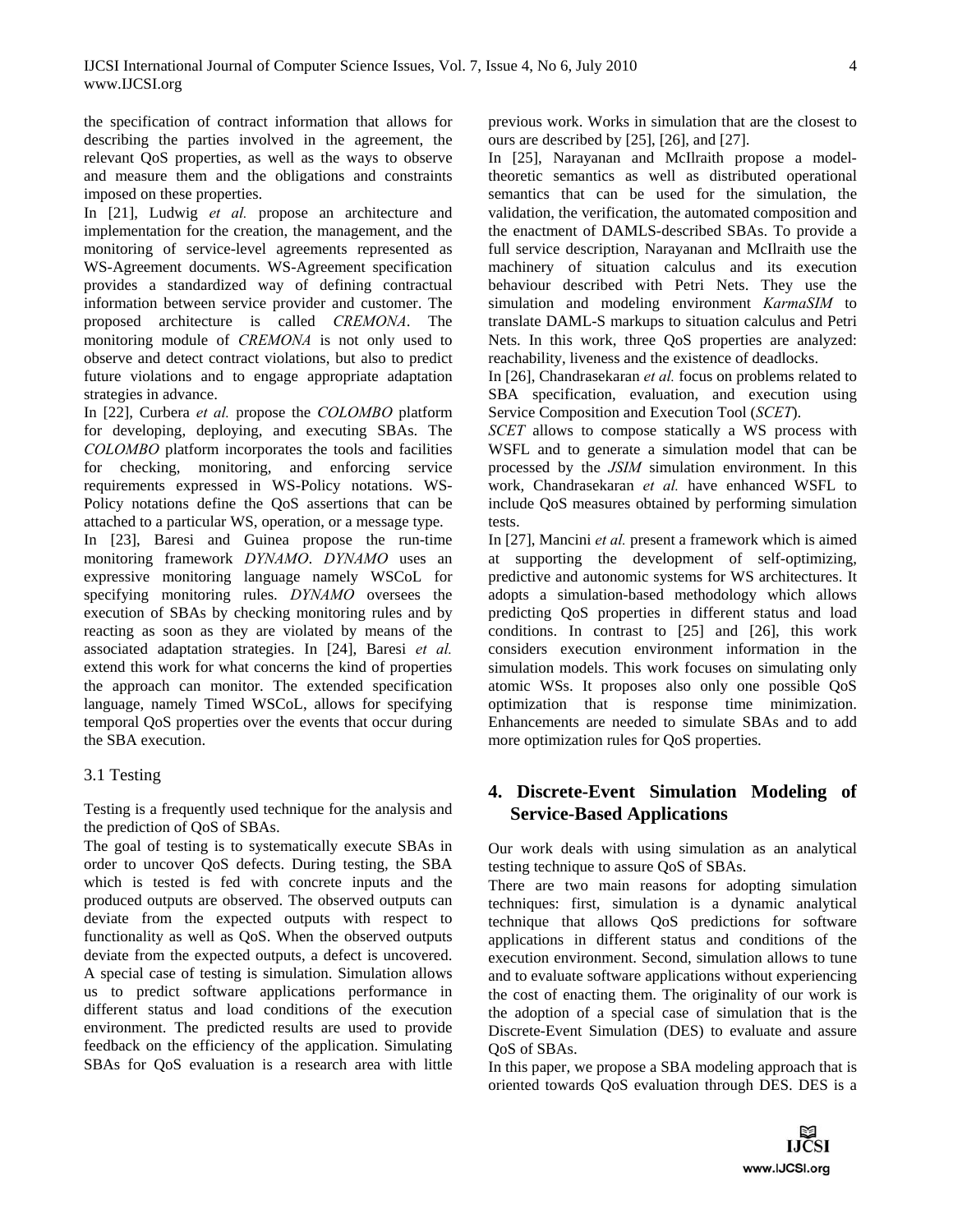the specification of contract information that allows for describing the parties involved in the agreement, the relevant QoS properties, as well as the ways to observe and measure them and the obligations and constraints imposed on these properties.

In [21], Ludwig *et al.* propose an architecture and implementation for the creation, the management, and the monitoring of service-level agreements represented as WS-Agreement documents. WS-Agreement specification provides a standardized way of defining contractual information between service provider and customer. The proposed architecture is called *CREMONA*. The monitoring module of *CREMONA* is not only used to observe and detect contract violations, but also to predict future violations and to engage appropriate adaptation strategies in advance.

In [22], Curbera *et al.* propose the *COLOMBO* platform for developing, deploying, and executing SBAs. The *COLOMBO* platform incorporates the tools and facilities for checking, monitoring, and enforcing service requirements expressed in WS-Policy notations. WS-Policy notations define the QoS assertions that can be attached to a particular WS, operation, or a message type.

In [23], Baresi and Guinea propose the run-time monitoring framework *DYNAMO*. *DYNAMO* uses an expressive monitoring language namely WSCoL for specifying monitoring rules. *DYNAMO* oversees the execution of SBAs by checking monitoring rules and by reacting as soon as they are violated by means of the associated adaptation strategies. In [24], Baresi *et al.* extend this work for what concerns the kind of properties the approach can monitor. The extended specification language, namely Timed WSCoL, allows for specifying temporal QoS properties over the events that occur during the SBA execution.

### 3.1 Testing

Testing is a frequently used technique for the analysis and the prediction of QoS of SBAs.

The goal of testing is to systematically execute SBAs in order to uncover QoS defects. During testing, the SBA which is tested is fed with concrete inputs and the produced outputs are observed. The observed outputs can deviate from the expected outputs with respect to functionality as well as QoS. When the observed outputs deviate from the expected outputs, a defect is uncovered. A special case of testing is simulation. Simulation allows us to predict software applications performance in different status and load conditions of the execution environment. The predicted results are used to provide feedback on the efficiency of the application. Simulating SBAs for QoS evaluation is a research area with little previous work. Works in simulation that are the closest to ours are described by [25], [26], and [27].

In [25], Narayanan and McIlraith propose a model-theoretic semantics as well as distributed operational semantics that can be used for the simulation, the validation, the verification, the automated composition and the enactment of DAMLS-described SBAs. To provide a full service description, Narayanan and McIlraith use the machinery of situation calculus and its execution behaviour described with Petri Nets. They use the simulation and modeling environment *KarmaSIM* to translate DAML-S markups to situation calculus and Petri Nets. In this work, three QoS properties are analyzed: reachability, liveness and the existence of deadlocks.

In [26], Chandrasekaran *et al.* focus on problems related to SBA specification, evaluation, and execution using Service Composition and Execution Tool (*SCET*).

*SCET* allows to compose statically a WS process with WSFL and to generate a simulation model that can be processed by the *JSIM* simulation environment. In this work, Chandrasekaran *et al.* have enhanced WSFL to include QoS measures obtained by performing simulation tests.

In [27], Mancini *et al.* present a framework which is aimed at supporting the development of self-optimizing, predictive and autonomic systems for WS architectures. It adopts a simulation-based methodology which allows predicting QoS properties in different status and load conditions. In contrast to [25] and [26], this work considers execution environment information in the simulation models. This work focuses on simulating only atomic WSs. It proposes also only one possible QoS optimization that is response time minimization. Enhancements are needed to simulate SBAs and to add more optimization rules for QoS properties.

## 4. Discrete-Event Simulation Modeling of Service-Based Applications

Our work deals with using simulation as an analytical testing technique to assure QoS of SBAs.

There are two main reasons for adopting simulation techniques: first, simulation is a dynamic analytical technique that allows QoS predictions for software applications in different status and conditions of the execution environment. Second, simulation allows to tune and to evaluate software applications without experiencing the cost of enacting them. The originality of our work is the adoption of a special case of simulation that is the Discrete-Event Simulation (DES) to evaluate and assure QoS of SBAs.

In this paper, we propose a SBA modeling approach that is oriented towards QoS evaluation through DES. DES is a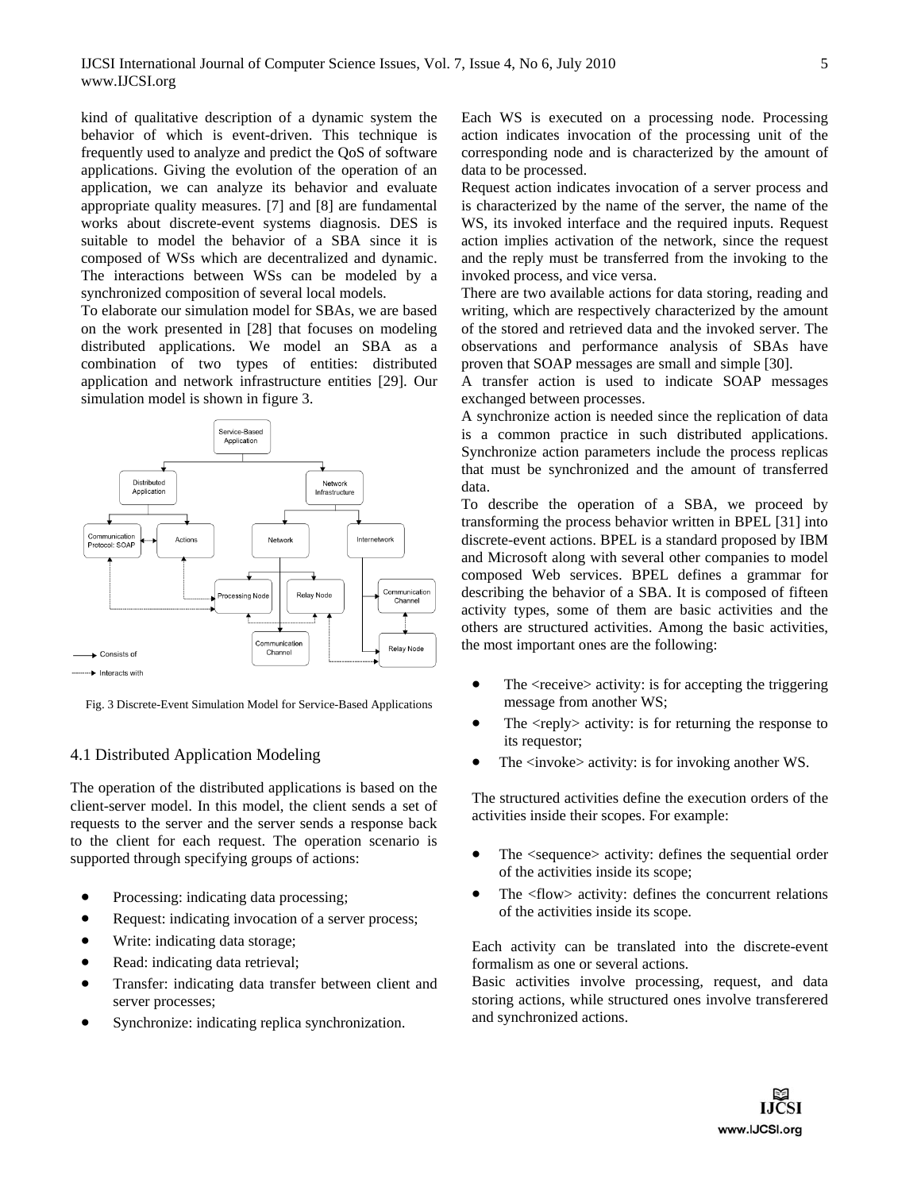kind of qualitative description of a dynamic system the behavior of which is event-driven. This technique is frequently used to analyze and predict the QoS of software applications. Giving the evolution of the operation of an application, we can analyze its behavior and evaluate appropriate quality measures. [7] and [8] are fundamental works about discrete-event systems diagnosis. DES is suitable to model the behavior of a SBA since it is composed of WSs which are decentralized and dynamic. The interactions between WSs can be modeled by a synchronized composition of several local models.

To elaborate our simulation model for SBAs, we are based on the work presented in [28] that focuses on modeling distributed applications. We model an SBA as a combination of two types of entities: distributed application and network infrastructure entities [29]. Our simulation model is shown in figure 3.

Fig. 3 Discrete-Event Simulation Model for Service-Based Applications

## 4.1 Distributed Application Modeling

The operation of the distributed applications is based on the client-server model. In this model, the client sends a set of requests to the server and the server sends a response back to the client for each request. The operation scenario is supported through specifying groups of actions:

- Processing: indicating data processing;
- Request: indicating invocation of a server process;
- Write: indicating data storage;
- Read: indicating data retrieval;
- Transfer: indicating data transfer between client and server processes;
- Synchronize: indicating replica synchronization.

Each WS is executed on a processing node. Processing action indicates invocation of the processing unit of the corresponding node and is characterized by the amount of data to be processed.

Request action indicates invocation of a server process and is characterized by the name of the server, the name of the WS, its invoked interface and the required inputs. Request action implies activation of the network, since the request and the reply must be transferred from the invoking to the invoked process, and vice versa.

There are two available actions for data storing, reading and writing, which are respectively characterized by the amount of the stored and retrieved data and the invoked server. The observations and performance analysis of SBAs have proven that SOAP messages are small and simple [30].

A transfer action is used to indicate SOAP messages exchanged between processes.

A synchronize action is needed since the replication of data is a common practice in such distributed applications. Synchronize action parameters include the process replicas that must be synchronized and the amount of transferred data.

To describe the operation of a SBA, we proceed by transforming the process behavior written in BPEL [31] into discrete-event actions. BPEL is a standard proposed by IBM and Microsoft along with several other companies to model composed Web services. BPEL defines a grammar for describing the behavior of a SBA. It is composed of fifteen activity types, some of them are basic activities and the others are structured activities. Among the basic activities, the most important ones are the following:

- The <receive> activity: is for accepting the triggering message from another WS;
- The <reply> activity: is for returning the response to its requestor;
- The <invoke> activity: is for invoking another WS.

The structured activities define the execution orders of the activities inside their scopes. For example:

- The <sequence> activity: defines the sequential order of the activities inside its scope;
- The <flow> activity: defines the concurrent relations of the activities inside its scope.

Each activity can be translated into the discrete-event formalism as one or several actions.

Basic activities involve processing, request, and data storing actions, while structured ones involve transferered and synchronized actions.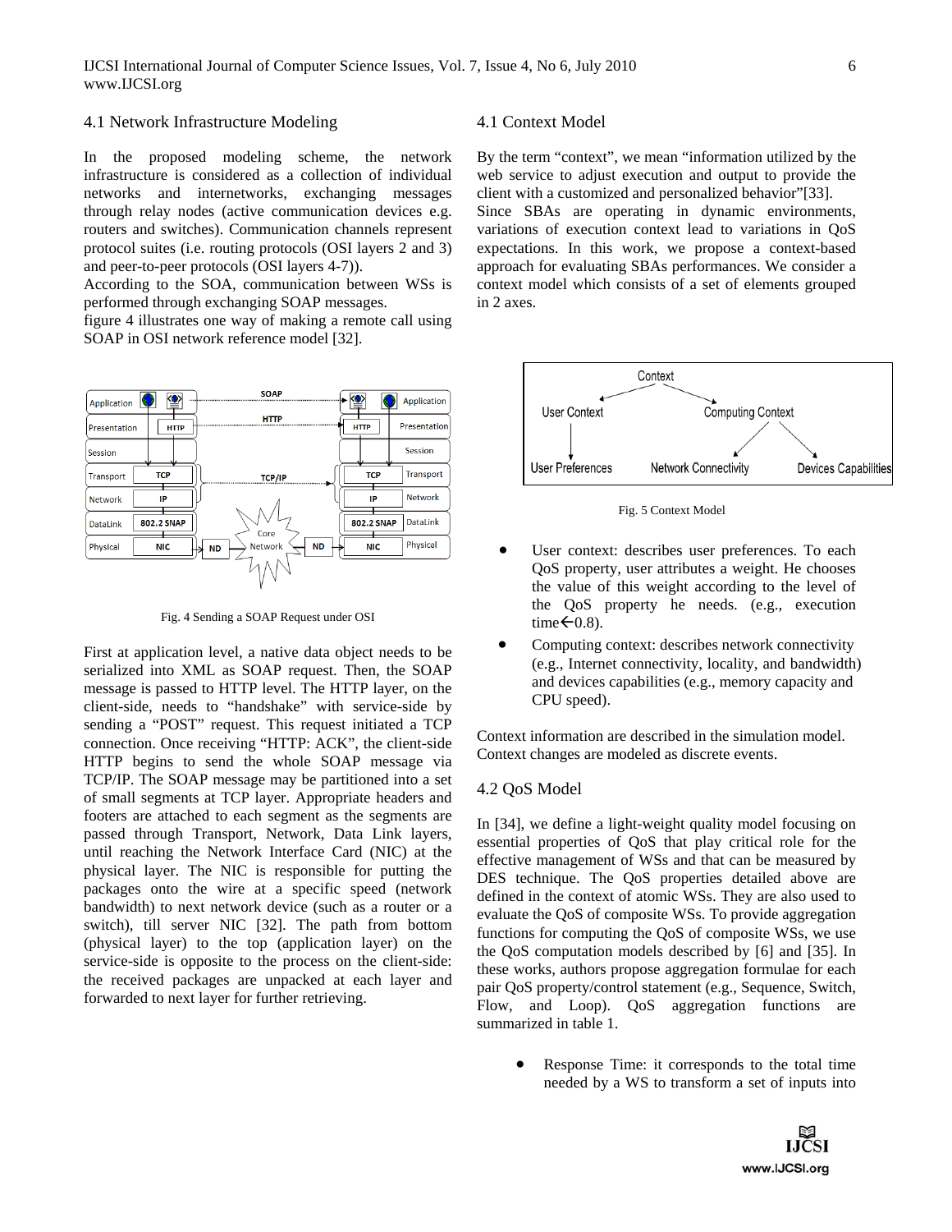## 4.1 Network Infrastructure Modeling

In the proposed modeling scheme, the network infrastructure is considered as a collection of individual networks and internetworks, exchanging messages through relay nodes (active communication devices e.g. routers and switches). Communication channels represent protocol suites (i.e. routing protocols (OSI layers 2 and 3) and peer-to-peer protocols (OSI layers 4-7)).
According to the SOA, communication between WSs is performed through exchanging SOAP messages.
figure 4 illustrates one way of making a remote call using SOAP in OSI network reference model [32].

Fig. 4 Sending a SOAP Request under OSI

First at application level, a native data object needs to be serialized into XML as SOAP request. Then, the SOAP message is passed to HTTP level. The HTTP layer, on the client-side, needs to "handshake" with service-side by sending a "POST" request. This request initiated a TCP connection. Once receiving "HTTP: ACK", the client-side HTTP begins to send the whole SOAP message via TCP/IP. The SOAP message may be partitioned into a set of small segments at TCP layer. Appropriate headers and footers are attached to each segment as the segments are passed through Transport, Network, Data Link layers, until reaching the Network Interface Card (NIC) at the physical layer. The NIC is responsible for putting the packages onto the wire at a specific speed (network bandwidth) to next network device (such as a router or a switch), till server NIC [32]. The path from bottom (physical layer) to the top (application layer) on the service-side is opposite to the process on the client-side: the received packages are unpacked at each layer and forwarded to next layer for further retrieving.

## 4.1 Context Model

By the term "context", we mean "information utilized by the web service to adjust execution and output to provide the client with a customized and personalized behavior"[33].
Since SBAs are operating in dynamic environments, variations of execution context lead to variations in QoS expectations. In this work, we propose a context-based approach for evaluating SBAs performances. We consider a context model which consists of a set of elements grouped in 2 axes.

Fig. 5 Context Model

- User context: describes user preferences. To each QoS property, user attributes a weight. He chooses the value of this weight according to the level of the QoS property he needs. (e.g., execution time←0.8).
- Computing context: describes network connectivity (e.g., Internet connectivity, locality, and bandwidth) and devices capabilities (e.g., memory capacity and CPU speed).

Context information are described in the simulation model. Context changes are modeled as discrete events.

## 4.2 QoS Model

In [34], we define a light-weight quality model focusing on essential properties of QoS that play critical role for the effective management of WSs and that can be measured by DES technique. The QoS properties detailed above are defined in the context of atomic WSs. They are also used to evaluate the QoS of composite WSs. To provide aggregation functions for computing the QoS of composite WSs, we use the QoS computation models described by [6] and [35]. In these works, authors propose aggregation formulae for each pair QoS property/control statement (e.g., Sequence, Switch, Flow, and Loop). QoS aggregation functions are summarized in table 1.

- Response Time: it corresponds to the total time needed by a WS to transform a set of inputs into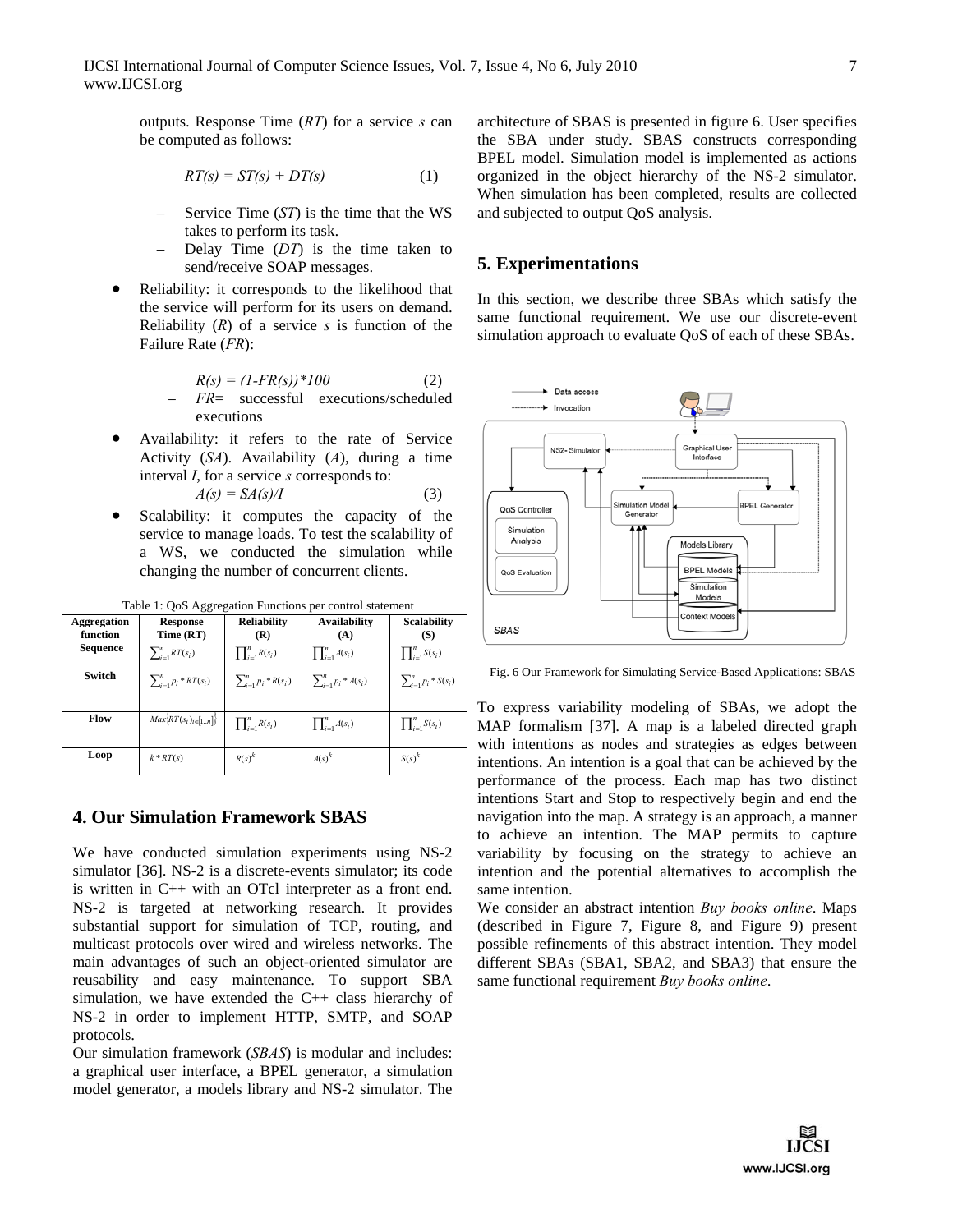outputs. Response Time (*RT*) for a service *s* can be computed as follows:

$$RT(s) = ST(s) + DT(s) \quad (1)$$

- Service Time (*ST*) is the time that the WS takes to perform its task.
- Delay Time (*DT*) is the time taken to send/receive SOAP messages.

- Reliability: it corresponds to the likelihood that the service will perform for its users on demand. Reliability (*R*) of a service *s* is function of the Failure Rate (*FR*):

$$R(s) = (1-FR(s))*100 \quad (2)$$

  - *FR*= successful executions/scheduled executions

- Availability: it refers to the rate of Service Activity (*SA*). Availability (*A*), during a time interval *I*, for a service *s* corresponds to:

$$A(s) = SA(s)/I \quad (3)$$

- Scalability: it computes the capacity of the service to manage loads. To test the scalability of a WS, we conducted the simulation while changing the number of concurrent clients.

Table 1: QoS Aggregation Functions per control statement

| Aggregation function | Response Time (RT) | Reliability (R) | Availability (A) | Scalability (S) |
|---|---|---|---|---|
| **Sequence** | $\sum_{i=1}^{n} RT(s_i)$ | $\prod_{i=1}^{n} R(s_i)$ | $\prod_{i=1}^{n} A(s_i)$ | $\prod_{i=1}^{n} S(s_i)$ |
| **Switch** | $\sum_{i=1}^{n} p_i * RT(s_i)$ | $\sum_{i=1}^{n} p_i * R(s_i)$ | $\sum_{i=1}^{n} p_i * A(s_i)$ | $\sum_{i=1}^{n} p_i * S(s_i)$ |
| **Flow** | $Max\{RT(s_i)_{i\in[1..n]}\}$ | $\prod_{i=1}^{n} R(s_i)$ | $\prod_{i=1}^{n} A(s_i)$ | $\prod_{i=1}^{n} S(s_i)$ |
| **Loop** | $k * RT(s)$ | $R(s)^k$ | $A(s)^k$ | $S(s)^k$ |

## 4. Our Simulation Framework SBAS

We have conducted simulation experiments using NS-2 simulator [36]. NS-2 is a discrete-events simulator; its code is written in C++ with an OTcl interpreter as a front end. NS-2 is targeted at networking research. It provides substantial support for simulation of TCP, routing, and multicast protocols over wired and wireless networks. The main advantages of such an object-oriented simulator are reusability and easy maintenance. To support SBA simulation, we have extended the C++ class hierarchy of NS-2 in order to implement HTTP, SMTP, and SOAP protocols.

Our simulation framework (*SBAS*) is modular and includes: a graphical user interface, a BPEL generator, a simulation model generator, a models library and NS-2 simulator. The architecture of SBAS is presented in figure 6. User specifies the SBA under study. SBAS constructs corresponding BPEL model. Simulation model is implemented as actions organized in the object hierarchy of the NS-2 simulator. When simulation has been completed, results are collected and subjected to output QoS analysis.

## 5. Experimentations

In this section, we describe three SBAs which satisfy the same functional requirement. We use our discrete-event simulation approach to evaluate QoS of each of these SBAs.

Fig. 6 Our Framework for Simulating Service-Based Applications: SBAS

To express variability modeling of SBAs, we adopt the MAP formalism [37]. A map is a labeled directed graph with intentions as nodes and strategies as edges between intentions. An intention is a goal that can be achieved by the performance of the process. Each map has two distinct intentions Start and Stop to respectively begin and end the navigation into the map. A strategy is an approach, a manner to achieve an intention. The MAP permits to capture variability by focusing on the strategy to achieve an intention and the potential alternatives to accomplish the same intention.

We consider an abstract intention *Buy books online*. Maps (described in Figure 7, Figure 8, and Figure 9) present possible refinements of this abstract intention. They model different SBAs (SBA1, SBA2, and SBA3) that ensure the same functional requirement *Buy books online*.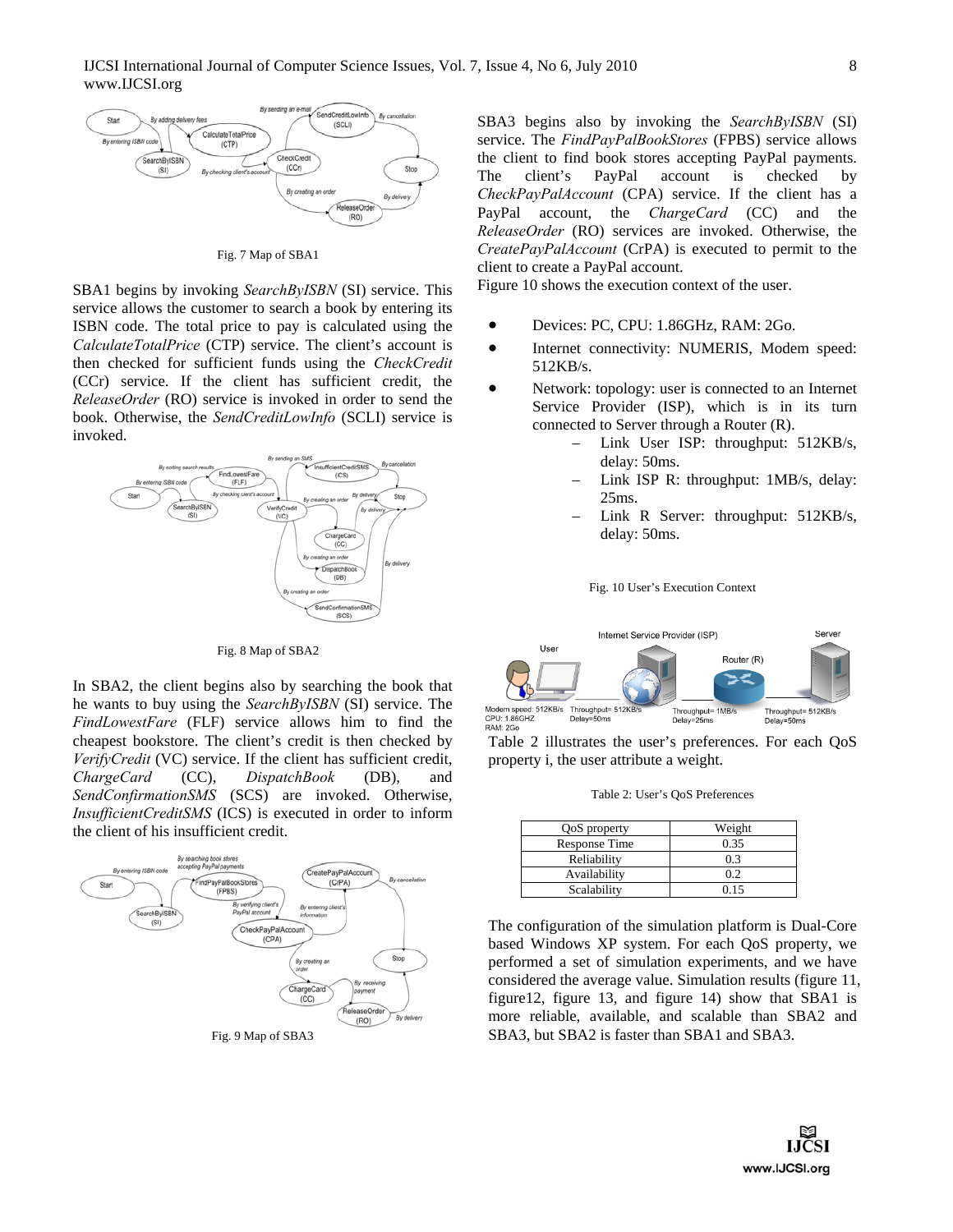Fig. 7 Map of SBA1

SBA1 begins by invoking *SearchByISBN* (SI) service. This service allows the customer to search a book by entering its ISBN code. The total price to pay is calculated using the *CalculateTotalPrice* (CTP) service. The client's account is then checked for sufficient funds using the *CheckCredit* (CCr) service. If the client has sufficient credit, the *ReleaseOrder* (RO) service is invoked in order to send the book. Otherwise, the *SendCreditLowInfo* (SCLI) service is invoked.

Fig. 8 Map of SBA2

In SBA2, the client begins also by searching the book that he wants to buy using the *SearchByISBN* (SI) service. The *FindLowestFare* (FLF) service allows him to find the cheapest bookstore. The client's credit is then checked by *VerifyCredit* (VC) service. If the client has sufficient credit, *ChargeCard* (CC), *DispatchBook* (DB), and *SendConfirmationSMS* (SCS) are invoked. Otherwise, *InsufficientCreditSMS* (ICS) is executed in order to inform the client of his insufficient credit.

Fig. 9 Map of SBA3

SBA3 begins also by invoking the *SearchByISBN* (SI) service. The *FindPayPalBookStores* (FPBS) service allows the client to find book stores accepting PayPal payments. The client's PayPal account is checked by *CheckPayPalAccount* (CPA) service. If the client has a PayPal account, the *ChargeCard* (CC) and the *ReleaseOrder* (RO) services are invoked. Otherwise, the *CreatePayPalAccount* (CrPA) is executed to permit to the client to create a PayPal account.

Figure 10 shows the execution context of the user.

- Devices: PC, CPU: 1.86GHz, RAM: 2Go.
- Internet connectivity: NUMERIS, Modem speed: 512KB/s.
- Network: topology: user is connected to an Internet Service Provider (ISP), which is in its turn connected to Server through a Router (R).
  - Link User ISP: throughput: 512KB/s, delay: 50ms.
  - Link ISP R: throughput: 1MB/s, delay: 25ms.
  - Link R Server: throughput: 512KB/s, delay: 50ms.

Fig. 10 User's Execution Context

Table 2 illustrates the user's preferences. For each QoS property i, the user attribute a weight.

Table 2: User's QoS Preferences

| QoS property | Weight |
|---|---|
| Response Time | 0.35 |
| Reliability | 0.3 |
| Availability | 0.2 |
| Scalability | 0.15 |

The configuration of the simulation platform is Dual-Core based Windows XP system. For each QoS property, we performed a set of simulation experiments, and we have considered the average value. Simulation results (figure 11, figure12, figure 13, and figure 14) show that SBA1 is more reliable, available, and scalable than SBA2 and SBA3, but SBA2 is faster than SBA1 and SBA3.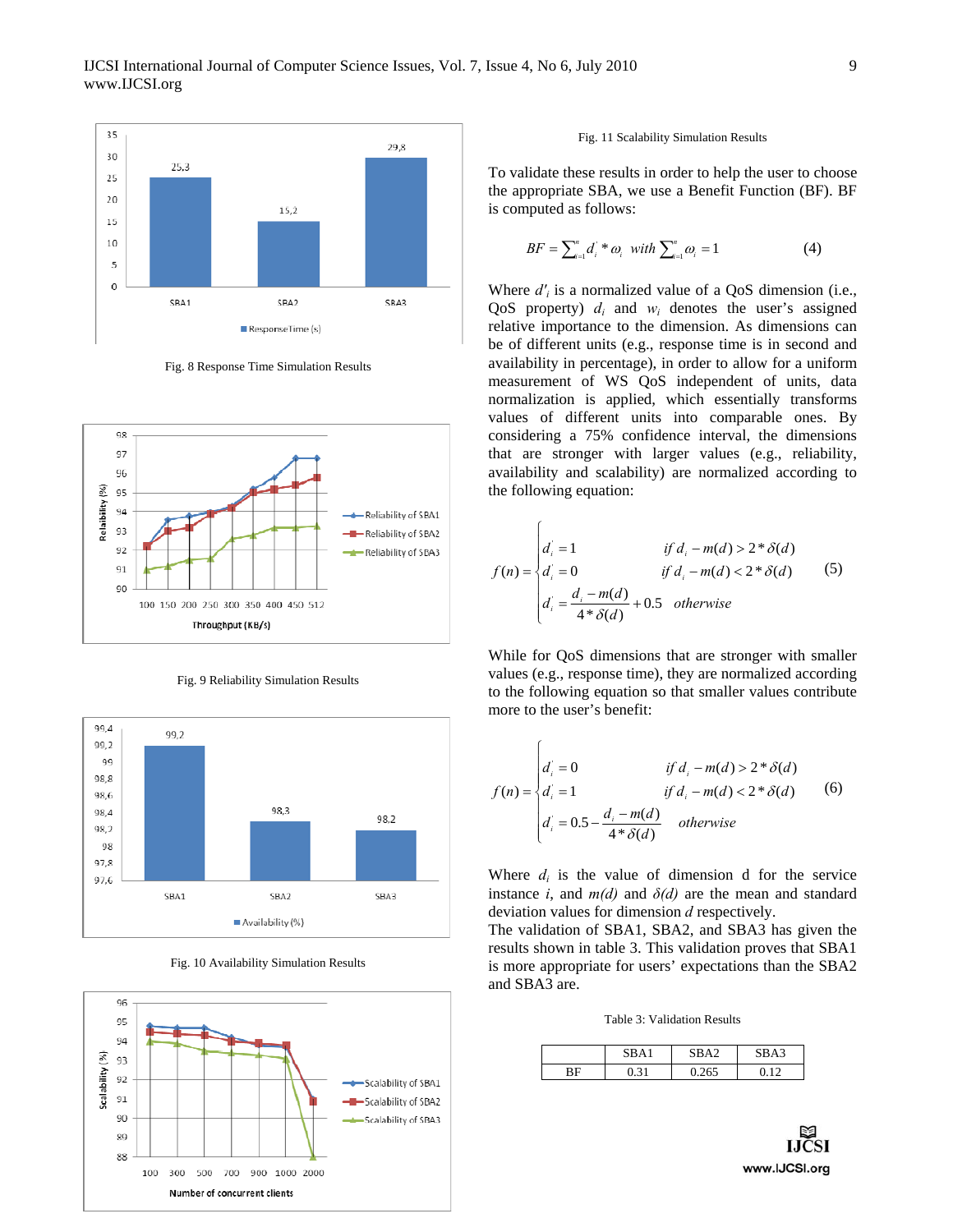Fig. 8 Response Time Simulation Results

Fig. 9 Reliability Simulation Results

Fig. 10 Availability Simulation Results

Fig. 11 Scalability Simulation Results

To validate these results in order to help the user to choose the appropriate SBA, we use a Benefit Function (BF). BF is computed as follows:

$$BF = \sum_{i=1}^{n} d_i^{'} * \omega_i \;\; with \sum_{i=1}^{n} \omega_i = 1 \qquad (4)$$

Where $d'_i$ is a normalized value of a QoS dimension (i.e., QoS property) $d_i$ and $w_i$ denotes the user's assigned relative importance to the dimension. As dimensions can be of different units (e.g., response time is in second and availability in percentage), in order to allow for a uniform measurement of WS QoS independent of units, data normalization is applied, which essentially transforms values of different units into comparable ones. By considering a 75% confidence interval, the dimensions that are stronger with larger values (e.g., reliability, availability and scalability) are normalized according to the following equation:

$$f(n) = \begin{cases} d_i^{'} = 1 & if\ d_i - m(d) > 2 * \delta(d) \\ d_i^{'} = 0 & if\ d_i - m(d) < 2 * \delta(d) \\ d_i^{'} = \dfrac{d_i - m(d)}{4 * \delta(d)} + 0.5 & otherwise \end{cases} \qquad (5)$$

While for QoS dimensions that are stronger with smaller values (e.g., response time), they are normalized according to the following equation so that smaller values contribute more to the user's benefit:

$$f(n) = \begin{cases} d_i^{'} = 0 & if\ d_i - m(d) > 2 * \delta(d) \\ d_i^{'} = 1 & if\ d_i - m(d) < 2 * \delta(d) \\ d_i^{'} = 0.5 - \dfrac{d_i - m(d)}{4 * \delta(d)} & otherwise \end{cases} \qquad (6)$$

Where $d_i$ is the value of dimension d for the service instance $i$, and $m(d)$ and $\delta(d)$ are the mean and standard deviation values for dimension $d$ respectively.

The validation of SBA1, SBA2, and SBA3 has given the results shown in table 3. This validation proves that SBA1 is more appropriate for users' expectations than the SBA2 and SBA3 are.

Table 3: Validation Results

| | SBA1 | SBA2 | SBA3 |
|---|---|---|---|
| BF | 0.31 | 0.265 | 0.12 |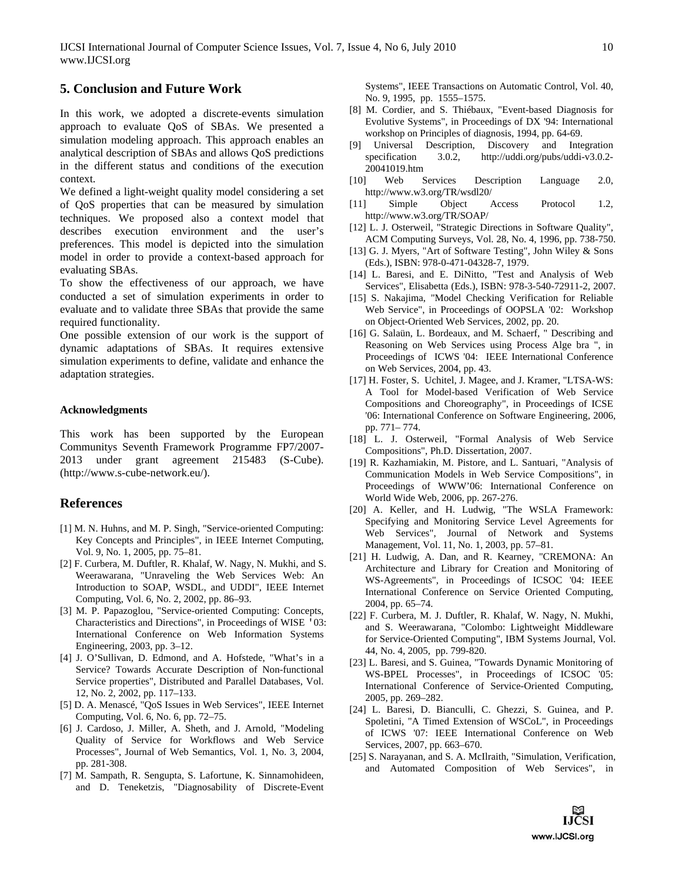## 5. Conclusion and Future Work

In this work, we adopted a discrete-events simulation approach to evaluate QoS of SBAs. We presented a simulation modeling approach. This approach enables an analytical description of SBAs and allows QoS predictions in the different status and conditions of the execution context.

We defined a light-weight quality model considering a set of QoS properties that can be measured by simulation techniques. We proposed also a context model that describes execution environment and the user's preferences. This model is depicted into the simulation model in order to provide a context-based approach for evaluating SBAs.

To show the effectiveness of our approach, we have conducted a set of simulation experiments in order to evaluate and to validate three SBAs that provide the same required functionality.

One possible extension of our work is the support of dynamic adaptations of SBAs. It requires extensive simulation experiments to define, validate and enhance the adaptation strategies.

#### Acknowledgments

This work has been supported by the European Communitys Seventh Framework Programme FP7/2007-2013 under grant agreement 215483 (S-Cube). (http://www.s-cube-network.eu/).

## References

[1] M. N. Huhns, and M. P. Singh, "Service-oriented Computing: Key Concepts and Principles", in IEEE Internet Computing, Vol. 9, No. 1, 2005, pp. 75–81.

[2] F. Curbera, M. Duftler, R. Khalaf, W. Nagy, N. Mukhi, and S. Weerawarana, "Unraveling the Web Services Web: An Introduction to SOAP, WSDL, and UDDI", IEEE Internet Computing, Vol. 6, No. 2, 2002, pp. 86–93.

[3] M. P. Papazoglou, "Service-oriented Computing: Concepts, Characteristics and Directions", in Proceedings of WISE '03: International Conference on Web Information Systems Engineering, 2003, pp. 3–12.

[4] J. O'Sullivan, D. Edmond, and A. Hofstede, "What's in a Service? Towards Accurate Description of Non-functional Service properties", Distributed and Parallel Databases, Vol. 12, No. 2, 2002, pp. 117–133.

[5] D. A. Menascé, "QoS Issues in Web Services", IEEE Internet Computing, Vol. 6, No. 6, pp. 72–75.

[6] J. Cardoso, J. Miller, A. Sheth, and J. Arnold, "Modeling Quality of Service for Workflows and Web Service Processes", Journal of Web Semantics, Vol. 1, No. 3, 2004, pp. 281-308.

[7] M. Sampath, R. Sengupta, S. Lafortune, K. Sinnamohideen, and D. Teneketzis, "Diagnosability of Discrete-Event Systems", IEEE Transactions on Automatic Control, Vol. 40, No. 9, 1995, pp. 1555–1575.

[8] M. Cordier, and S. Thiébaux, "Event-based Diagnosis for Evolutive Systems", in Proceedings of DX '94: International workshop on Principles of diagnosis, 1994, pp. 64-69.

[9] Universal Description, Discovery and Integration specification 3.0.2, http://uddi.org/pubs/uddi-v3.0.2-20041019.htm

[10] Web Services Description Language 2.0, http://www.w3.org/TR/wsdl20/

[11] Simple Object Access Protocol 1.2, http://www.w3.org/TR/SOAP/

[12] L. J. Osterweil, "Strategic Directions in Software Quality", ACM Computing Surveys, Vol. 28, No. 4, 1996, pp. 738-750.

[13] G. J. Myers, "Art of Software Testing", John Wiley & Sons (Eds.), ISBN: 978-0-471-04328-7, 1979.

[14] L. Baresi, and E. DiNitto, "Test and Analysis of Web Services", Elisabetta (Eds.), ISBN: 978-3-540-72911-2, 2007.

[15] S. Nakajima, "Model Checking Verification for Reliable Web Service", in Proceedings of OOPSLA '02: Workshop on Object-Oriented Web Services, 2002, pp. 20.

[16] G. Salaün, L. Bordeaux, and M. Schaerf, " Describing and Reasoning on Web Services using Process Alge bra ", in Proceedings of ICWS '04: IEEE International Conference on Web Services, 2004, pp. 43.

[17] H. Foster, S. Uchitel, J. Magee, and J. Kramer, "LTSA-WS: A Tool for Model-based Verification of Web Service Compositions and Choreography", in Proceedings of ICSE '06: International Conference on Software Engineering, 2006, pp. 771– 774.

[18] L. J. Osterweil, "Formal Analysis of Web Service Compositions", Ph.D. Dissertation, 2007.

[19] R. Kazhamiakin, M. Pistore, and L. Santuari, "Analysis of Communication Models in Web Service Compositions", in Proceedings of WWW'06: International Conference on World Wide Web, 2006, pp. 267-276.

[20] A. Keller, and H. Ludwig, "The WSLA Framework: Specifying and Monitoring Service Level Agreements for Web Services", Journal of Network and Systems Management, Vol. 11, No. 1, 2003, pp. 57–81.

[21] H. Ludwig, A. Dan, and R. Kearney, "CREMONA: An Architecture and Library for Creation and Monitoring of WS-Agreements", in Proceedings of ICSOC '04: IEEE International Conference on Service Oriented Computing, 2004, pp. 65–74.

[22] F. Curbera, M. J. Duftler, R. Khalaf, W. Nagy, N. Mukhi, and S. Weerawarana, "Colombo: Lightweight Middleware for Service-Oriented Computing", IBM Systems Journal, Vol. 44, No. 4, 2005, pp. 799-820.

[23] L. Baresi, and S. Guinea, "Towards Dynamic Monitoring of WS-BPEL Processes", in Proceedings of ICSOC '05: International Conference of Service-Oriented Computing, 2005, pp. 269–282.

[24] L. Baresi, D. Bianculli, C. Ghezzi, S. Guinea, and P. Spoletini, "A Timed Extension of WSCoL", in Proceedings of ICWS '07: IEEE International Conference on Web Services, 2007, pp. 663–670.

[25] S. Narayanan, and S. A. McIlraith, "Simulation, Verification, and Automated Composition of Web Services", in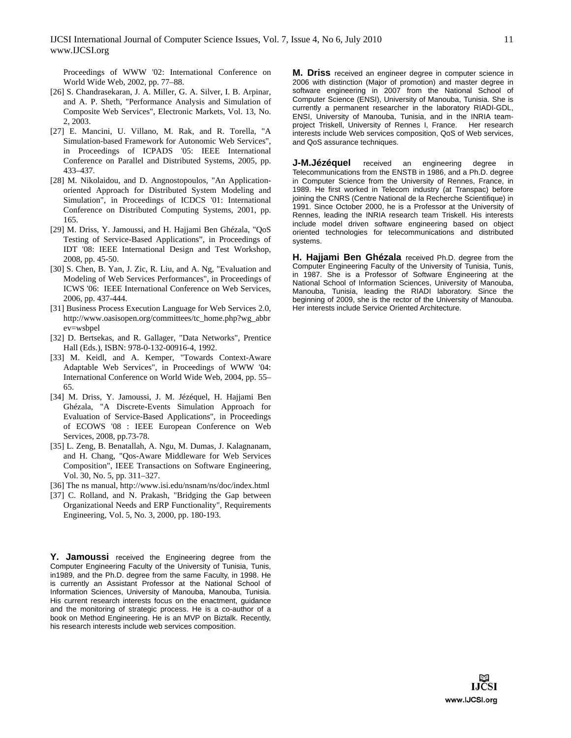Proceedings of WWW '02: International Conference on World Wide Web, 2002, pp. 77–88.

[26] S. Chandrasekaran, J. A. Miller, G. A. Silver, I. B. Arpinar, and A. P. Sheth, "Performance Analysis and Simulation of Composite Web Services", Electronic Markets, Vol. 13, No. 2, 2003.

[27] E. Mancini, U. Villano, M. Rak, and R. Torella, "A Simulation-based Framework for Autonomic Web Services", in Proceedings of ICPADS '05: IEEE International Conference on Parallel and Distributed Systems, 2005, pp. 433–437.

[28] M. Nikolaidou, and D. Angnostopoulos, "An Application-oriented Approach for Distributed System Modeling and Simulation", in Proceedings of ICDCS '01: International Conference on Distributed Computing Systems, 2001, pp. 165.

[29] M. Driss, Y. Jamoussi, and H. Hajjami Ben Ghézala, "QoS Testing of Service-Based Applications", in Proceedings of IDT '08: IEEE International Design and Test Workshop, 2008, pp. 45-50.

[30] S. Chen, B. Yan, J. Zic, R. Liu, and A. Ng, "Evaluation and Modeling of Web Services Performances", in Proceedings of ICWS '06: IEEE International Conference on Web Services, 2006, pp. 437-444.

[31] Business Process Execution Language for Web Services 2.0, http://www.oasisopen.org/committees/tc_home.php?wg_abbrev=wsbpel

[32] D. Bertsekas, and R. Gallager, "Data Networks", Prentice Hall (Eds.), ISBN: 978-0-132-00916-4, 1992.

[33] M. Keidl, and A. Kemper, "Towards Context-Aware Adaptable Web Services", in Proceedings of WWW '04: International Conference on World Wide Web, 2004, pp. 55–65.

[34] M. Driss, Y. Jamoussi, J. M. Jézéquel, H. Hajjami Ben Ghézala, "A Discrete-Events Simulation Approach for Evaluation of Service-Based Applications", in Proceedings of ECOWS '08 : IEEE European Conference on Web Services, 2008, pp.73-78.

[35] L. Zeng, B. Benatallah, A. Ngu, M. Dumas, J. Kalagnanam, and H. Chang, "Qos-Aware Middleware for Web Services Composition", IEEE Transactions on Software Engineering, Vol. 30, No. 5, pp. 311–327.

[36] The ns manual, http://www.isi.edu/nsnam/ns/doc/index.html

[37] C. Rolland, and N. Prakash, "Bridging the Gap between Organizational Needs and ERP Functionality", Requirements Engineering, Vol. 5, No. 3, 2000, pp. 180-193.

**Y. Jamoussi** received the Engineering degree from the Computer Engineering Faculty of the University of Tunisia, Tunis, in1989, and the Ph.D. degree from the same Faculty, in 1998. He is currently an Assistant Professor at the National School of Information Sciences, University of Manouba, Manouba, Tunisia. His current research interests focus on the enactment, guidance and the monitoring of strategic process. He is a co-author of a book on Method Engineering. He is an MVP on Biztalk. Recently, his research interests include web services composition.

**M. Driss** received an engineer degree in computer science in 2006 with distinction (Major of promotion) and master degree in software engineering in 2007 from the National School of Computer Science (ENSI), University of Manouba, Tunisia. She is currently a permanent researcher in the laboratory RIADI-GDL, ENSI, University of Manouba, Tunisia, and in the INRIA team-project Triskell, University of Rennes I, France. Her research interests include Web services composition, QoS of Web services, and QoS assurance techniques.

**J-M.Jézéquel** received an engineering degree in Telecommunications from the ENSTB in 1986, and a Ph.D. degree in Computer Science from the University of Rennes, France, in 1989. He first worked in Telecom industry (at Transpac) before joining the CNRS (Centre National de la Recherche Scientifique) in 1991. Since October 2000, he is a Professor at the University of Rennes, leading the INRIA research team Triskell. His interests include model driven software engineering based on object oriented technologies for telecommunications and distributed systems.

**H. Hajjami Ben Ghézala** received Ph.D. degree from the Computer Engineering Faculty of the University of Tunisia, Tunis, in 1987. She is a Professor of Software Engineering at the National School of Information Sciences, University of Manouba, Manouba, Tunisia, leading the RIADI laboratory. Since the beginning of 2009, she is the rector of the University of Manouba. Her interests include Service Oriented Architecture.